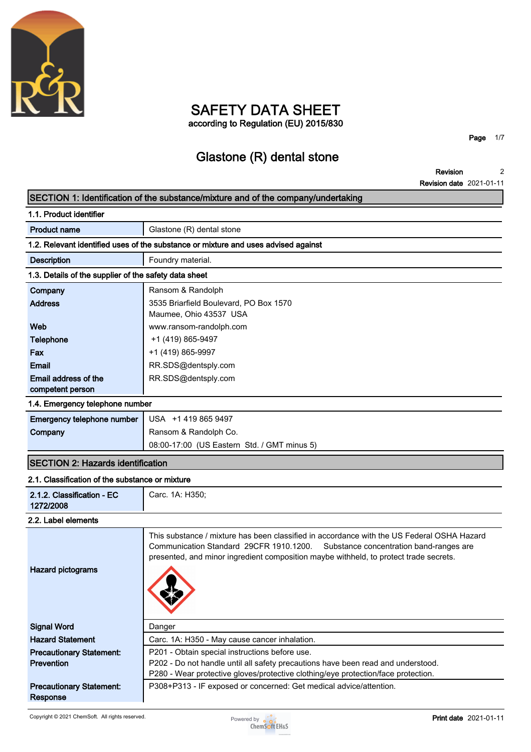# SAFETY DATA SHEET

according to Regulation (EU) 2015/830

## Glastone (R) dental stone

**Revision** 2
**Revision date** 2021-01-11

## SECTION 1: Identification of the substance/mixture and of the company/undertaking

### 1.1. Product identifier

| | |
|---|---|
| **Product name** | Glastone (R) dental stone |

### 1.2. Relevant identified uses of the substance or mixture and uses advised against

| | |
|---|---|
| **Description** | Foundry material. |

### 1.3. Details of the supplier of the safety data sheet

| | |
|---|---|
| **Company** | Ransom & Randolph |
| **Address** | 3535 Briarfield Boulevard, PO Box 1570<br>Maumee, Ohio 43537 USA |
| **Web** | www.ransom-randolph.com |
| **Telephone** | +1 (419) 865-9497 |
| **Fax** | +1 (419) 865-9997 |
| **Email** | RR.SDS@dentsply.com |
| **Email address of the competent person** | RR.SDS@dentsply.com |

### 1.4. Emergency telephone number

| | |
|---|---|
| **Emergency telephone number** | USA +1 419 865 9497 |
| **Company** | Ransom & Randolph Co.<br>08:00-17:00 (US Eastern Std. / GMT minus 5) |

## SECTION 2: Hazards identification

### 2.1. Classification of the substance or mixture

| | |
|---|---|
| **2.1.2. Classification - EC 1272/2008** | Carc. 1A: H350; |

### 2.2. Label elements

| | |
|---|---|
| **Hazard pictograms** | This substance / mixture has been classified in accordance with the US Federal OSHA Hazard Communication Standard 29CFR 1910.1200. Substance concentration band-ranges are presented, and minor ingredient composition maybe withheld, to protect trade secrets. |
| **Signal Word** | Danger |
| **Hazard Statement** | Carc. 1A: H350 - May cause cancer inhalation. |
| **Precautionary Statement: Prevention** | P201 - Obtain special instructions before use.<br>P202 - Do not handle until all safety precautions have been read and understood.<br>P280 - Wear protective gloves/protective clothing/eye protection/face protection. |
| **Precautionary Statement: Response** | P308+P313 - IF exposed or concerned: Get medical advice/attention. |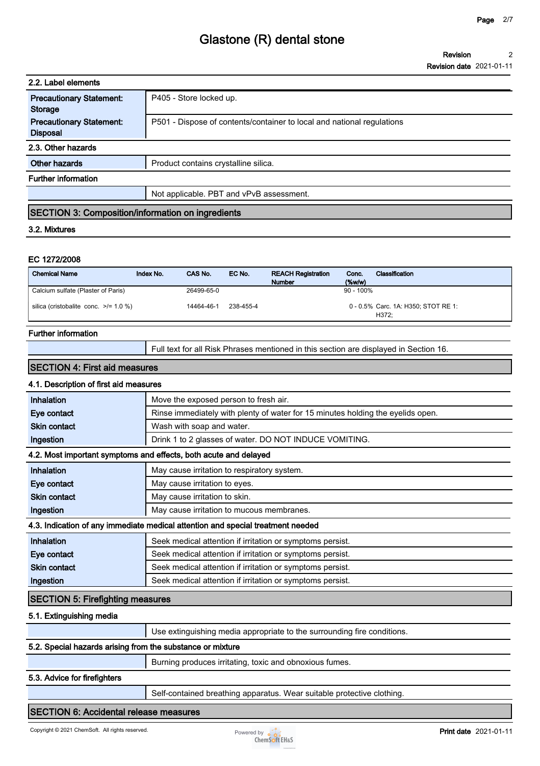### 2.2. Label elements

| | |
|---|---|
| **Precautionary Statement: Storage** | P405 - Store locked up. |
| **Precautionary Statement: Disposal** | P501 - Dispose of contents/container to local and national regulations |

### 2.3. Other hazards

| | |
|---|---|
| **Other hazards** | Product contains crystalline silica. |

**Further information**

| | |
|---|---|
| | Not applicable. PBT and vPvB assessment. |

## SECTION 3: Composition/information on ingredients

### 3.2. Mixtures

**EC 1272/2008**

| Chemical Name | Index No. | CAS No. | EC No. | REACH Registration Number | Conc. (%w/w) | Classification |
|---|---|---|---|---|---|---|
| Calcium sulfate (Plaster of Paris) | | 26499-65-0 | | | 90 - 100% | |
| silica (cristobalite conc. >/= 1.0 %) | | 14464-46-1 | 238-455-4 | | 0 - 0.5% | Carc. 1A: H350; STOT RE 1: H372; |

**Further information**

| | |
|---|---|
| | Full text for all Risk Phrases mentioned in this section are displayed in Section 16. |

## SECTION 4: First aid measures

### 4.1. Description of first aid measures

| | |
|---|---|
| **Inhalation** | Move the exposed person to fresh air. |
| **Eye contact** | Rinse immediately with plenty of water for 15 minutes holding the eyelids open. |
| **Skin contact** | Wash with soap and water. |
| **Ingestion** | Drink 1 to 2 glasses of water. DO NOT INDUCE VOMITING. |

### 4.2. Most important symptoms and effects, both acute and delayed

| | |
|---|---|
| **Inhalation** | May cause irritation to respiratory system. |
| **Eye contact** | May cause irritation to eyes. |
| **Skin contact** | May cause irritation to skin. |
| **Ingestion** | May cause irritation to mucous membranes. |

### 4.3. Indication of any immediate medical attention and special treatment needed

| | |
|---|---|
| **Inhalation** | Seek medical attention if irritation or symptoms persist. |
| **Eye contact** | Seek medical attention if irritation or symptoms persist. |
| **Skin contact** | Seek medical attention if irritation or symptoms persist. |
| **Ingestion** | Seek medical attention if irritation or symptoms persist. |

## SECTION 5: Firefighting measures

### 5.1. Extinguishing media

| | |
|---|---|
| | Use extinguishing media appropriate to the surrounding fire conditions. |

### 5.2. Special hazards arising from the substance or mixture

| | |
|---|---|
| | Burning produces irritating, toxic and obnoxious fumes. |

### 5.3. Advice for firefighters

| | |
|---|---|
| | Self-contained breathing apparatus. Wear suitable protective clothing. |

## SECTION 6: Accidental release measures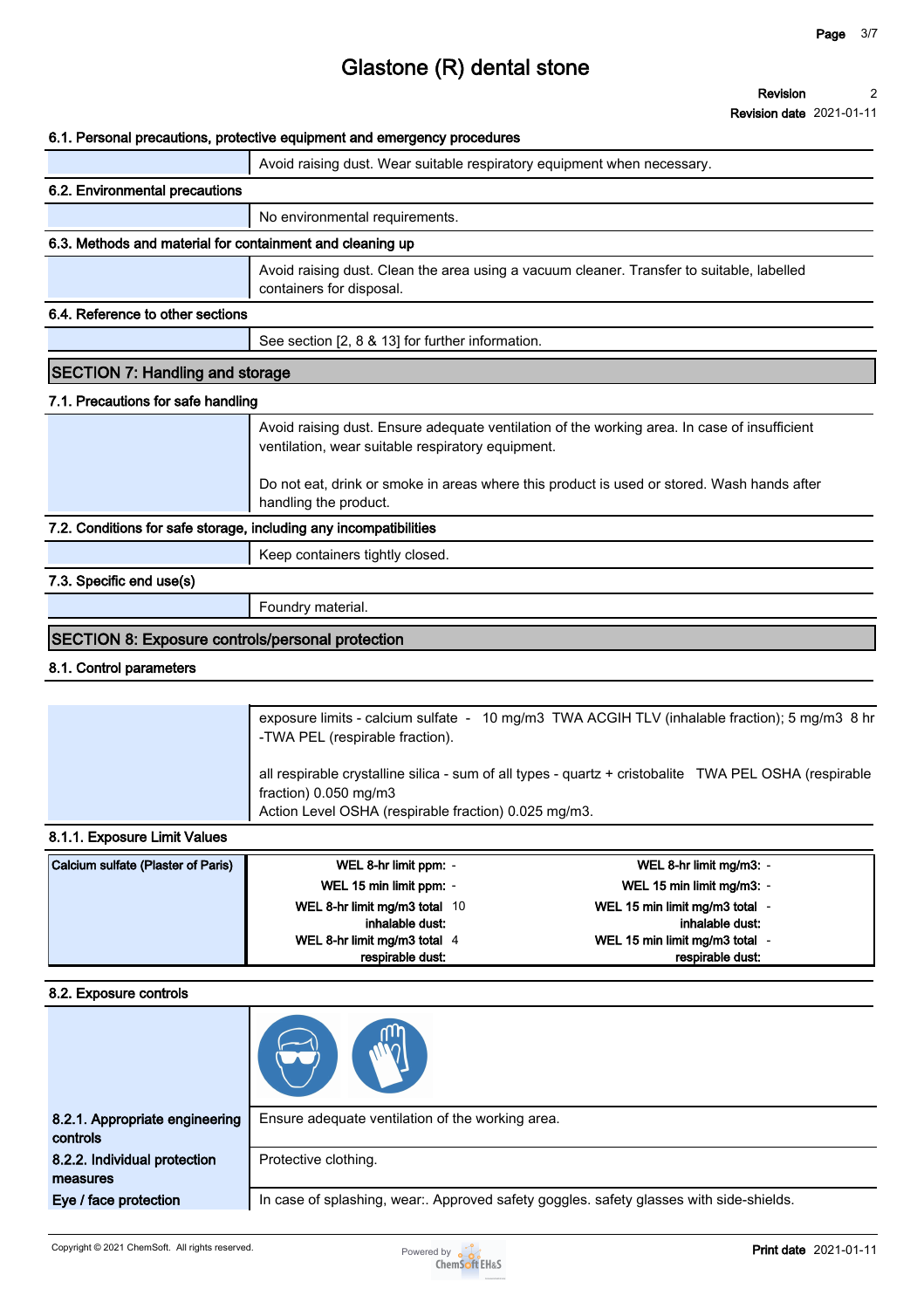### 6.1. Personal precautions, protective equipment and emergency procedures

Avoid raising dust. Wear suitable respiratory equipment when necessary.

### 6.2. Environmental precautions

No environmental requirements.

### 6.3. Methods and material for containment and cleaning up

Avoid raising dust. Clean the area using a vacuum cleaner. Transfer to suitable, labelled containers for disposal.

### 6.4. Reference to other sections

See section [2, 8 & 13] for further information.

## SECTION 7: Handling and storage

### 7.1. Precautions for safe handling

Avoid raising dust. Ensure adequate ventilation of the working area. In case of insufficient ventilation, wear suitable respiratory equipment.

Do not eat, drink or smoke in areas where this product is used or stored. Wash hands after handling the product.

### 7.2. Conditions for safe storage, including any incompatibilities

Keep containers tightly closed.

### 7.3. Specific end use(s)

Foundry material.

## SECTION 8: Exposure controls/personal protection

### 8.1. Control parameters

exposure limits - calcium sulfate - 10 mg/m3 TWA ACGIH TLV (inhalable fraction); 5 mg/m3 8 hr -TWA PEL (respirable fraction).

all respirable crystalline silica - sum of all types - quartz + cristobalite TWA PEL OSHA (respirable fraction) 0.050 mg/m3
Action Level OSHA (respirable fraction) 0.025 mg/m3.

### 8.1.1. Exposure Limit Values

| Substance | | | | |
|---|---|---|---|---|
| Calcium sulfate (Plaster of Paris) | WEL 8-hr limit ppm: | - | WEL 8-hr limit mg/m3: | - |
| | WEL 15 min limit ppm: | - | WEL 15 min limit mg/m3: | - |
| | WEL 8-hr limit mg/m3 total inhalable dust: | 10 | WEL 15 min limit mg/m3 total inhalable dust: | - |
| | WEL 8-hr limit mg/m3 total respirable dust: | 4 | WEL 15 min limit mg/m3 total respirable dust: | - |

### 8.2. Exposure controls

**8.2.1. Appropriate engineering controls**

Ensure adequate ventilation of the working area.

**8.2.2. Individual protection measures**

Protective clothing.

**Eye / face protection**

In case of splashing, wear:. Approved safety goggles. safety glasses with side-shields.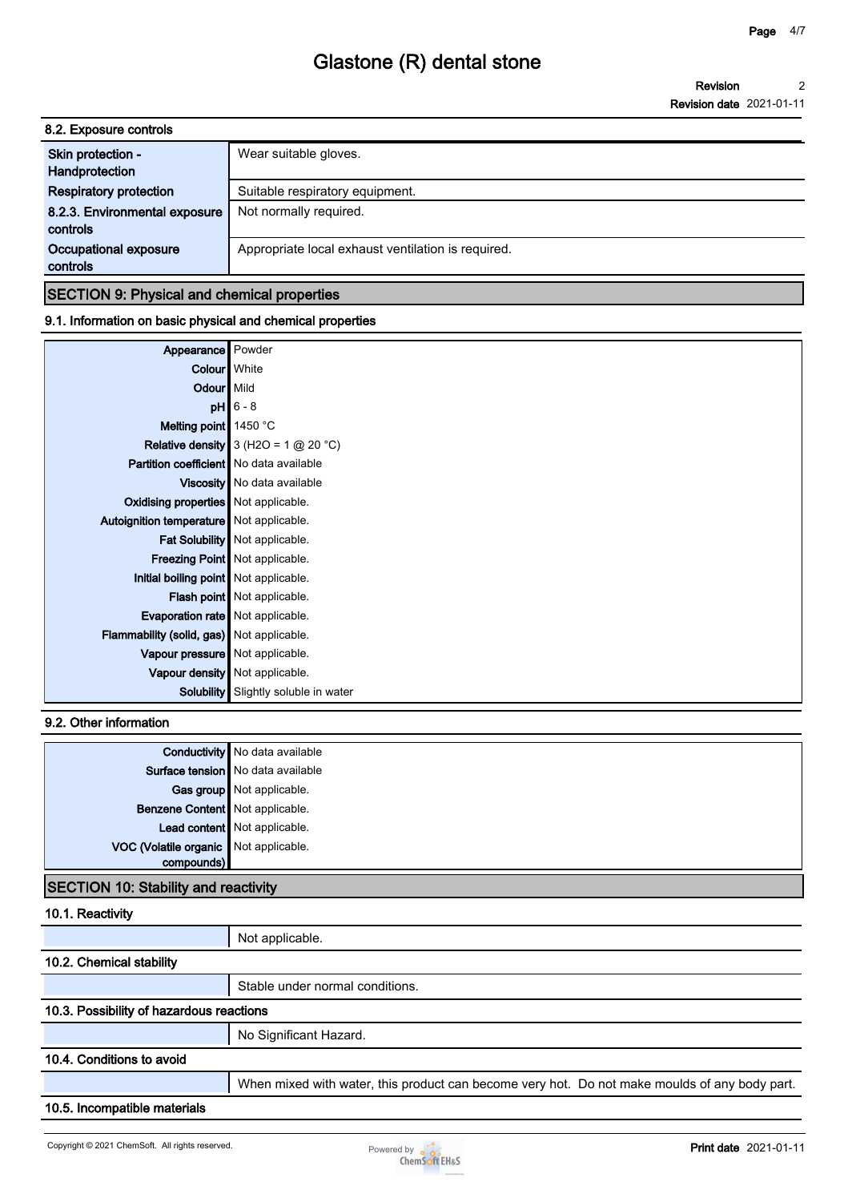**8.2. Exposure controls**

| | |
|---|---|
| Skin protection - Handprotection | Wear suitable gloves. |
| Respiratory protection | Suitable respiratory equipment. |
| 8.2.3. Environmental exposure controls | Not normally required. |
| Occupational exposure controls | Appropriate local exhaust ventilation is required. |

## SECTION 9: Physical and chemical properties

### 9.1. Information on basic physical and chemical properties

| | |
|---|---|
| Appearance | Powder |
| Colour | White |
| Odour | Mild |
| pH | 6 - 8 |
| Melting point | 1450 °C |
| Relative density | 3 ($H_2O$ = 1 @ 20 °C) |
| Partition coefficient | No data available |
| Viscosity | No data available |
| Oxidising properties | Not applicable. |
| Autoignition temperature | Not applicable. |
| Fat Solubility | Not applicable. |
| Freezing Point | Not applicable. |
| Initial boiling point | Not applicable. |
| Flash point | Not applicable. |
| Evaporation rate | Not applicable. |
| Flammability (solid, gas) | Not applicable. |
| Vapour pressure | Not applicable. |
| Vapour density | Not applicable. |
| Solubility | Slightly soluble in water |

### 9.2. Other information

| | |
|---|---|
| Conductivity | No data available |
| Surface tension | No data available |
| Gas group | Not applicable. |
| Benzene Content | Not applicable. |
| Lead content | Not applicable. |
| VOC (Volatile organic compounds) | Not applicable. |

## SECTION 10: Stability and reactivity

### 10.1. Reactivity

Not applicable.

### 10.2. Chemical stability

Stable under normal conditions.

### 10.3. Possibility of hazardous reactions

No Significant Hazard.

### 10.4. Conditions to avoid

When mixed with water, this product can become very hot. Do not make moulds of any body part.

### 10.5. Incompatible materials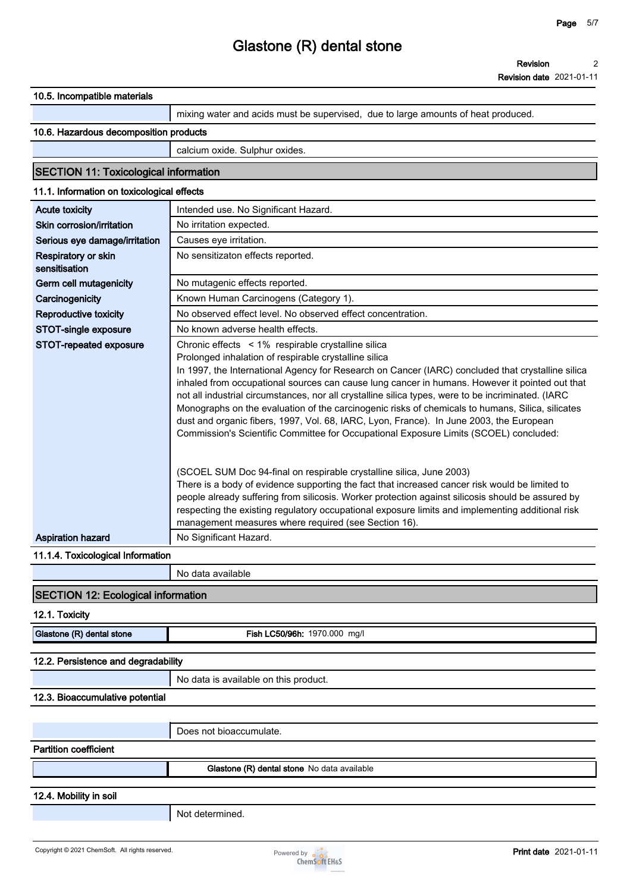#### 10.5. Incompatible materials

| | |
|---|---|
| | mixing water and acids must be supervised, due to large amounts of heat produced. |

#### 10.6. Hazardous decomposition products

| | |
|---|---|
| | calcium oxide. Sulphur oxides. |

## SECTION 11: Toxicological information

#### 11.1. Information on toxicological effects

| | |
|---|---|
| **Acute toxicity** | Intended use. No Significant Hazard. |
| **Skin corrosion/irritation** | No irritation expected. |
| **Serious eye damage/irritation** | Causes eye irritation. |
| **Respiratory or skin sensitisation** | No sensitizaton effects reported. |
| **Germ cell mutagenicity** | No mutagenic effects reported. |
| **Carcinogenicity** | Known Human Carcinogens (Category 1). |
| **Reproductive toxicity** | No observed effect level. No observed effect concentration. |
| **STOT-single exposure** | No known adverse health effects. |
| **STOT-repeated exposure** | Chronic effects < 1% respirable crystalline silica<br>Prolonged inhalation of respirable crystalline silica<br>In 1997, the International Agency for Research on Cancer (IARC) concluded that crystalline silica inhaled from occupational sources can cause lung cancer in humans. However it pointed out that not all industrial circumstances, nor all crystalline silica types, were to be incriminated. (IARC Monographs on the evaluation of the carcinogenic risks of chemicals to humans, Silica, silicates dust and organic fibers, 1997, Vol. 68, IARC, Lyon, France). In June 2003, the European Commission's Scientific Committee for Occupational Exposure Limits (SCOEL) concluded:<br><br>(SCOEL SUM Doc 94-final on respirable crystalline silica, June 2003)<br>There is a body of evidence supporting the fact that increased cancer risk would be limited to people already suffering from silicosis. Worker protection against silicosis should be assured by respecting the existing regulatory occupational exposure limits and implementing additional risk management measures where required (see Section 16). |
| **Aspiration hazard** | No Significant Hazard. |

#### 11.1.4. Toxicological Information

| | |
|---|---|
| | No data available |

## SECTION 12: Ecological information

#### 12.1. Toxicity

| | |
|---|---|
| **Glastone (R) dental stone** | **Fish LC50/96h:** 1970.000 mg/l |

#### 12.2. Persistence and degradability

| | |
|---|---|
| | No data is available on this product. |

#### 12.3. Bioaccumulative potential

| | |
|---|---|
| | Does not bioaccumulate. |

#### Partition coefficient

| | |
|---|---|
| | **Glastone (R) dental stone** No data available |

#### 12.4. Mobility in soil

| | |
|---|---|
| | Not determined. |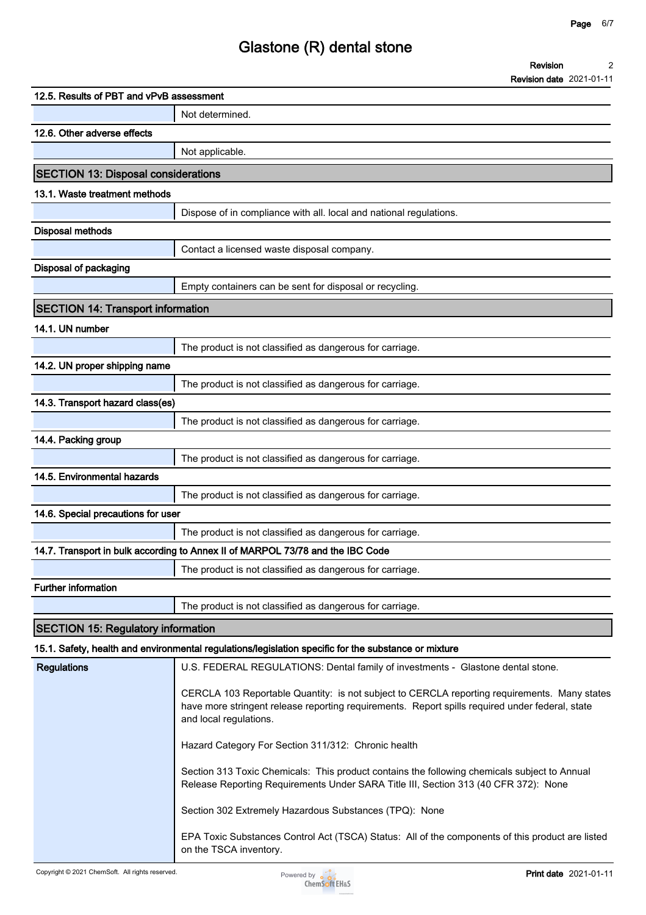### 12.5. Results of PBT and vPvB assessment

| | |
|---|---|
| | Not determined. |

### 12.6. Other adverse effects

| | |
|---|---|
| | Not applicable. |

## SECTION 13: Disposal considerations

### 13.1. Waste treatment methods

| | |
|---|---|
| | Dispose of in compliance with all. local and national regulations. |

**Disposal methods**

| | |
|---|---|
| | Contact a licensed waste disposal company. |

**Disposal of packaging**

| | |
|---|---|
| | Empty containers can be sent for disposal or recycling. |

## SECTION 14: Transport information

### 14.1. UN number

| | |
|---|---|
| | The product is not classified as dangerous for carriage. |

### 14.2. UN proper shipping name

| | |
|---|---|
| | The product is not classified as dangerous for carriage. |

### 14.3. Transport hazard class(es)

| | |
|---|---|
| | The product is not classified as dangerous for carriage. |

### 14.4. Packing group

| | |
|---|---|
| | The product is not classified as dangerous for carriage. |

### 14.5. Environmental hazards

| | |
|---|---|
| | The product is not classified as dangerous for carriage. |

### 14.6. Special precautions for user

| | |
|---|---|
| | The product is not classified as dangerous for carriage. |

### 14.7. Transport in bulk according to Annex II of MARPOL 73/78 and the IBC Code

| | |
|---|---|
| | The product is not classified as dangerous for carriage. |

**Further information**

| | |
|---|---|
| | The product is not classified as dangerous for carriage. |

## SECTION 15: Regulatory information

### 15.1. Safety, health and environmental regulations/legislation specific for the substance or mixture

| | |
|---|---|
| **Regulations** | U.S. FEDERAL REGULATIONS: Dental family of investments - Glastone dental stone.<br><br>CERCLA 103 Reportable Quantity: is not subject to CERCLA reporting requirements. Many states have more stringent release reporting requirements. Report spills required under federal, state and local regulations.<br><br>Hazard Category For Section 311/312: Chronic health<br><br>Section 313 Toxic Chemicals: This product contains the following chemicals subject to Annual Release Reporting Requirements Under SARA Title III, Section 313 (40 CFR 372): None<br><br>Section 302 Extremely Hazardous Substances (TPQ): None<br><br>EPA Toxic Substances Control Act (TSCA) Status: All of the components of this product are listed on the TSCA inventory. |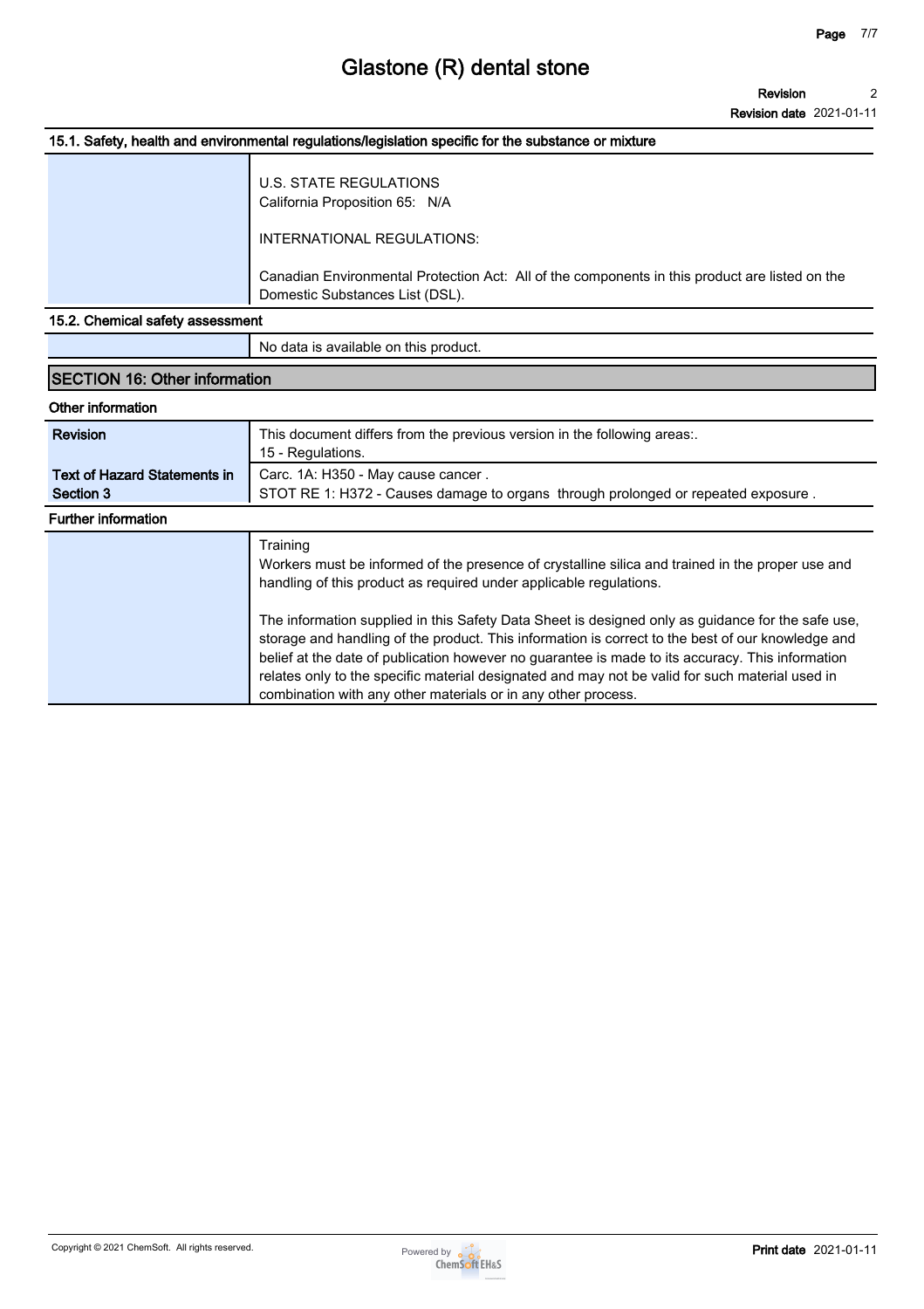### 15.1. Safety, health and environmental regulations/legislation specific for the substance or mixture

| | |
|---|---|
| | U.S. STATE REGULATIONS<br>California Proposition 65: N/A<br><br>INTERNATIONAL REGULATIONS:<br><br>Canadian Environmental Protection Act: All of the components in this product are listed on the Domestic Substances List (DSL). |

### 15.2. Chemical safety assessment

| | |
|---|---|
| | No data is available on this product. |

## SECTION 16: Other information

### Other information

| | |
|---|---|
| **Revision** | This document differs from the previous version in the following areas:.<br>15 - Regulations. |
| **Text of Hazard Statements in Section 3** | Carc. 1A: H350 - May cause cancer .<br>STOT RE 1: H372 - Causes damage to organs through prolonged or repeated exposure . |

### Further information

| | |
|---|---|
| | Training<br>Workers must be informed of the presence of crystalline silica and trained in the proper use and handling of this product as required under applicable regulations.<br><br>The information supplied in this Safety Data Sheet is designed only as guidance for the safe use, storage and handling of the product. This information is correct to the best of our knowledge and belief at the date of publication however no guarantee is made to its accuracy. This information relates only to the specific material designated and may not be valid for such material used in combination with any other materials or in any other process. |